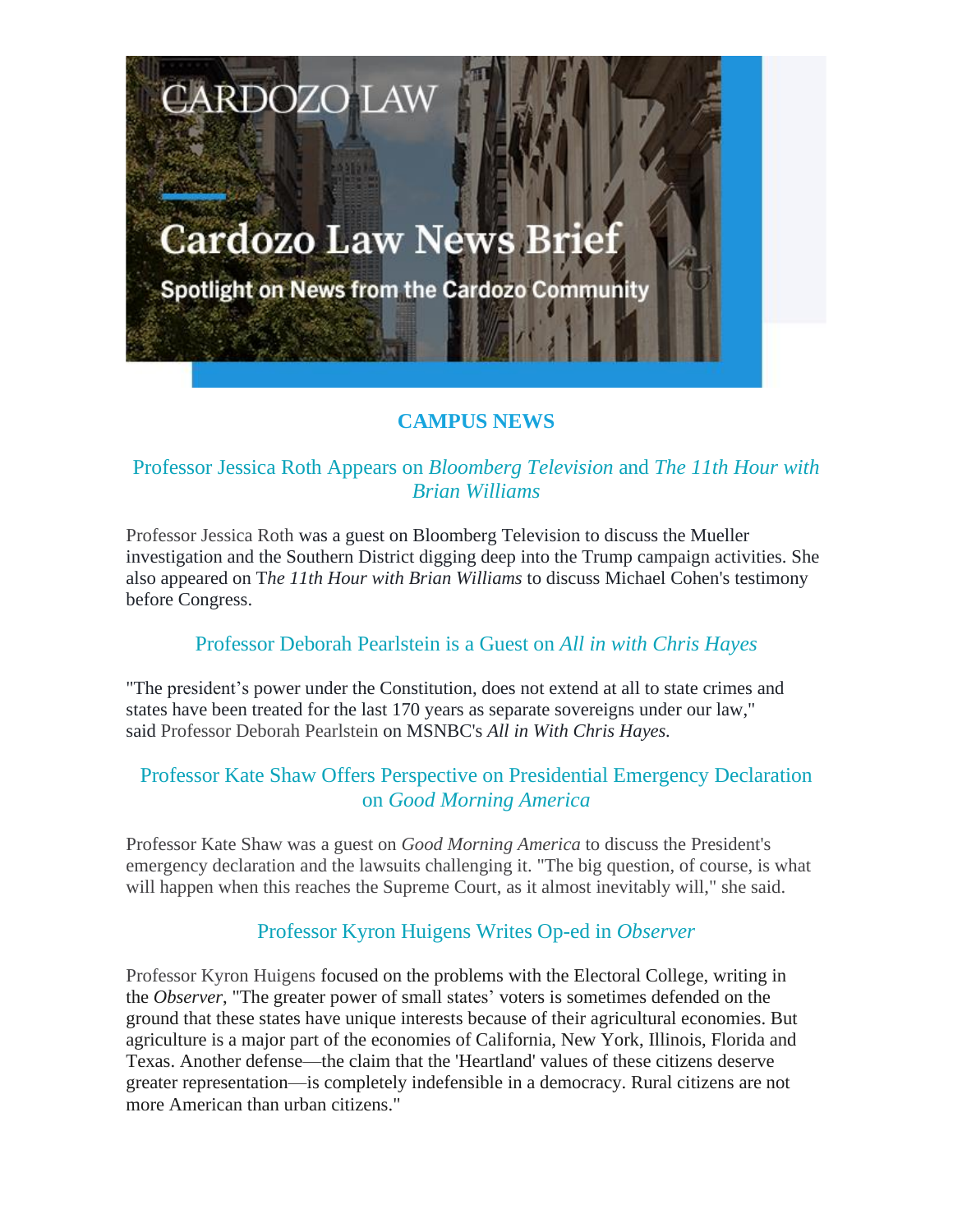CARDOZO LAW

# Cardozo Law News Brief

Spotlight on News from the Cardozo Community

## CAMPUS NEWS

### Professor Jessica Roth Appears on *Bloomberg Television* and *The 11th Hour with Brian Williams*

Professor Jessica Roth was a guest on Bloomberg Television to discuss the Mueller investigation and the Southern District digging deep into the Trump campaign activities. She also appeared on T*he 11th Hour with Brian Williams* to discuss Michael Cohen's testimony before Congress.

### Professor Deborah Pearlstein is a Guest on *All in with Chris Hayes*

"The president's power under the Constitution, does not extend at all to state crimes and states have been treated for the last 170 years as separate sovereigns under our law," said Professor Deborah Pearlstein on MSNBC's *All in With Chris Hayes.*

### Professor Kate Shaw Offers Perspective on Presidential Emergency Declaration on *Good Morning America*

Professor Kate Shaw was a guest on *Good Morning America* to discuss the President's emergency declaration and the lawsuits challenging it. "The big question, of course, is what will happen when this reaches the Supreme Court, as it almost inevitably will," she said.

### Professor Kyron Huigens Writes Op-ed in *Observer*

Professor Kyron Huigens focused on the problems with the Electoral College, writing in the *Observer*, "The greater power of small states' voters is sometimes defended on the ground that these states have unique interests because of their agricultural economies. But agriculture is a major part of the economies of California, New York, Illinois, Florida and Texas. Another defense—the claim that the 'Heartland' values of these citizens deserve greater representation—is completely indefensible in a democracy. Rural citizens are not more American than urban citizens."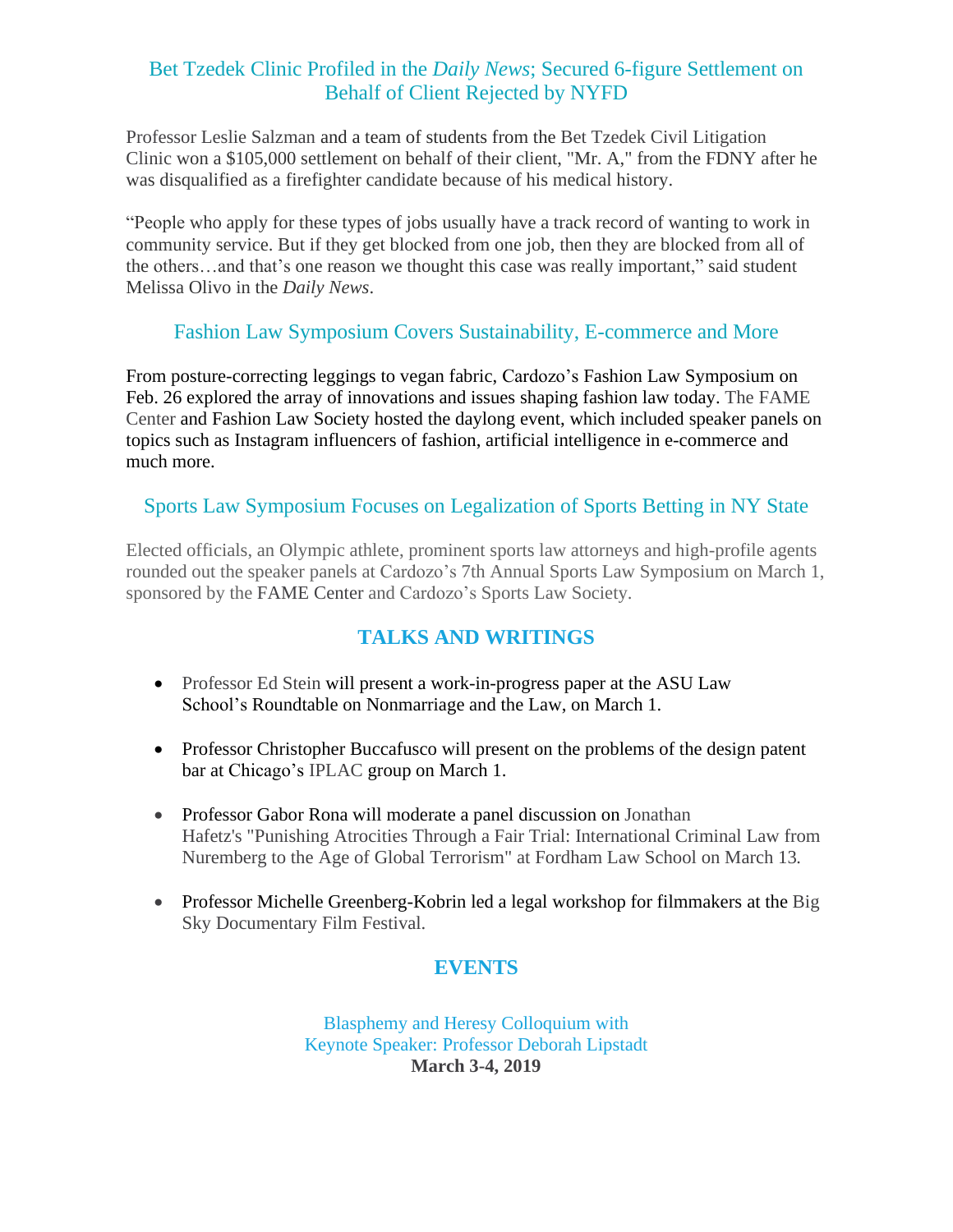## Bet Tzedek Clinic Profiled in the *Daily News*; Secured 6-figure Settlement on Behalf of Client Rejected by NYFD

Professor Leslie Salzman and a team of students from the Bet Tzedek Civil Litigation Clinic won a $105,000 settlement on behalf of their client, "Mr. A," from the FDNY after he was disqualified as a firefighter candidate because of his medical history.

"People who apply for these types of jobs usually have a track record of wanting to work in community service. But if they get blocked from one job, then they are blocked from all of the others…and that's one reason we thought this case was really important," said student Melissa Olivo in the *Daily News*.

## Fashion Law Symposium Covers Sustainability, E-commerce and More

From posture-correcting leggings to vegan fabric, Cardozo's Fashion Law Symposium on Feb. 26 explored the array of innovations and issues shaping fashion law today. The FAME Center and Fashion Law Society hosted the daylong event, which included speaker panels on topics such as Instagram influencers of fashion, artificial intelligence in e-commerce and much more.

## Sports Law Symposium Focuses on Legalization of Sports Betting in NY State

Elected officials, an Olympic athlete, prominent sports law attorneys and high-profile agents rounded out the speaker panels at Cardozo's 7th Annual Sports Law Symposium on March 1, sponsored by the FAME Center and Cardozo's Sports Law Society.

# TALKS AND WRITINGS

- Professor Ed Stein will present a work-in-progress paper at the ASU Law School's Roundtable on Nonmarriage and the Law, on March 1.
- Professor Christopher Buccafusco will present on the problems of the design patent bar at Chicago's IPLAC group on March 1.
- Professor Gabor Rona will moderate a panel discussion on Jonathan Hafetz's "Punishing Atrocities Through a Fair Trial: International Criminal Law from Nuremberg to the Age of Global Terrorism" at Fordham Law School on March 13.
- Professor Michelle Greenberg-Kobrin led a legal workshop for filmmakers at the Big Sky Documentary Film Festival.

# EVENTS

Blasphemy and Heresy Colloquium with
Keynote Speaker: Professor Deborah Lipstadt
**March 3-4, 2019**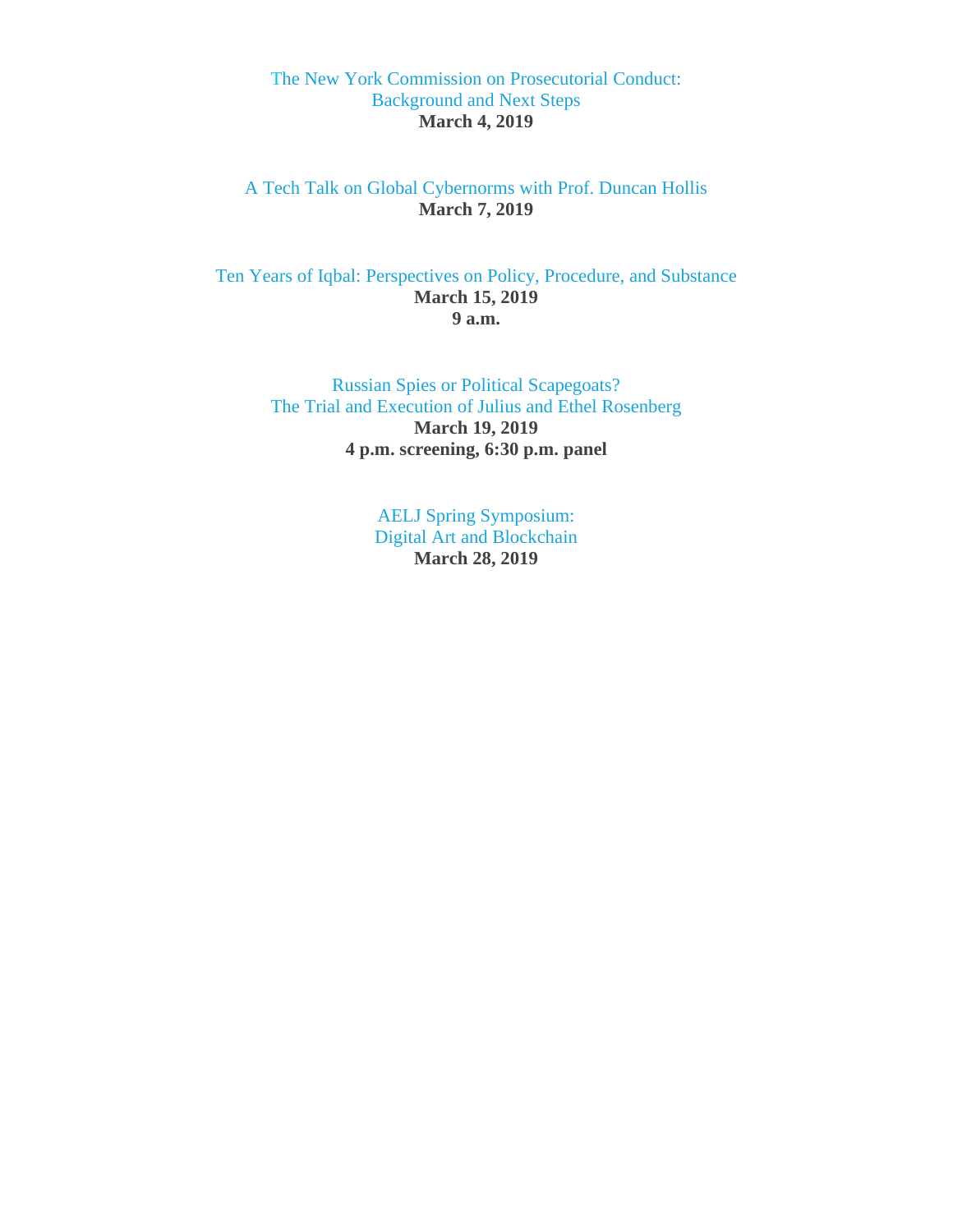The New York Commission on Prosecutorial Conduct:
Background and Next Steps
**March 4, 2019**

A Tech Talk on Global Cybernorms with Prof. Duncan Hollis
**March 7, 2019**

Ten Years of Iqbal: Perspectives on Policy, Procedure, and Substance
**March 15, 2019**
**9 a.m.**

Russian Spies or Political Scapegoats?
The Trial and Execution of Julius and Ethel Rosenberg
**March 19, 2019**
**4 p.m. screening, 6:30 p.m. panel**

AELJ Spring Symposium:
Digital Art and Blockchain
**March 28, 2019**